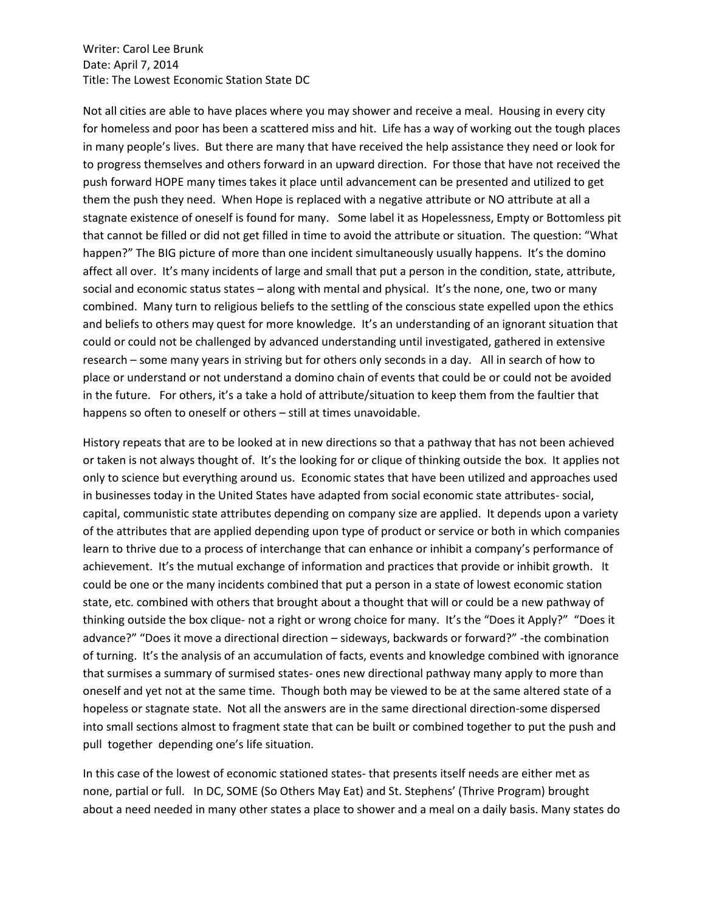Writer: Carol Lee Brunk
Date: April 7, 2014
Title: The Lowest Economic Station State DC

Not all cities are able to have places where you may shower and receive a meal. Housing in every city for homeless and poor has been a scattered miss and hit. Life has a way of working out the tough places in many people's lives. But there are many that have received the help assistance they need or look for to progress themselves and others forward in an upward direction. For those that have not received the push forward HOPE many times takes it place until advancement can be presented and utilized to get them the push they need. When Hope is replaced with a negative attribute or NO attribute at all a stagnate existence of oneself is found for many. Some label it as Hopelessness, Empty or Bottomless pit that cannot be filled or did not get filled in time to avoid the attribute or situation. The question: "What happen?" The BIG picture of more than one incident simultaneously usually happens. It's the domino affect all over. It's many incidents of large and small that put a person in the condition, state, attribute, social and economic status states – along with mental and physical. It's the none, one, two or many combined. Many turn to religious beliefs to the settling of the conscious state expelled upon the ethics and beliefs to others may quest for more knowledge. It's an understanding of an ignorant situation that could or could not be challenged by advanced understanding until investigated, gathered in extensive research – some many years in striving but for others only seconds in a day. All in search of how to place or understand or not understand a domino chain of events that could be or could not be avoided in the future. For others, it's a take a hold of attribute/situation to keep them from the faultier that happens so often to oneself or others – still at times unavoidable.

History repeats that are to be looked at in new directions so that a pathway that has not been achieved or taken is not always thought of. It's the looking for or clique of thinking outside the box. It applies not only to science but everything around us. Economic states that have been utilized and approaches used in businesses today in the United States have adapted from social economic state attributes- social, capital, communistic state attributes depending on company size are applied. It depends upon a variety of the attributes that are applied depending upon type of product or service or both in which companies learn to thrive due to a process of interchange that can enhance or inhibit a company's performance of achievement. It's the mutual exchange of information and practices that provide or inhibit growth. It could be one or the many incidents combined that put a person in a state of lowest economic station state, etc. combined with others that brought about a thought that will or could be a new pathway of thinking outside the box clique- not a right or wrong choice for many. It's the "Does it Apply?" "Does it advance?" "Does it move a directional direction – sideways, backwards or forward?" -the combination of turning. It's the analysis of an accumulation of facts, events and knowledge combined with ignorance that surmises a summary of surmised states- ones new directional pathway many apply to more than oneself and yet not at the same time. Though both may be viewed to be at the same altered state of a hopeless or stagnate state. Not all the answers are in the same directional direction-some dispersed into small sections almost to fragment state that can be built or combined together to put the push and pull together depending one's life situation.

In this case of the lowest of economic stationed states- that presents itself needs are either met as none, partial or full. In DC, SOME (So Others May Eat) and St. Stephens' (Thrive Program) brought about a need needed in many other states a place to shower and a meal on a daily basis. Many states do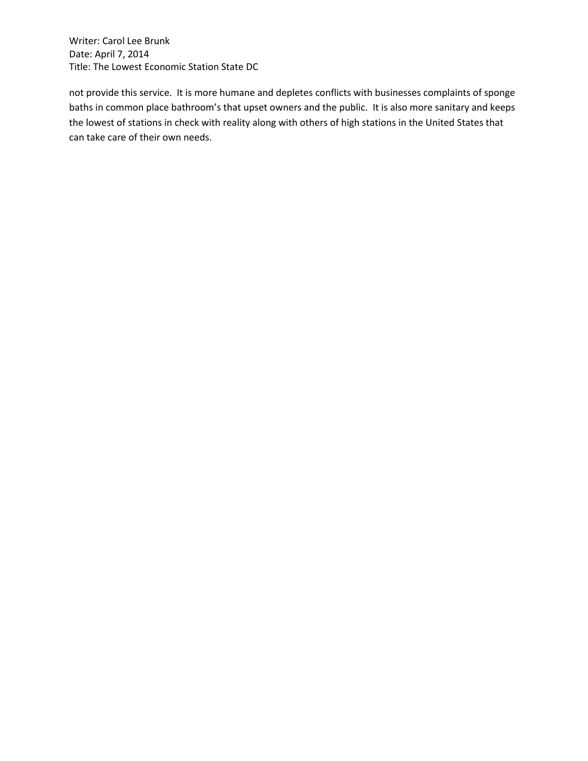not provide this service. It is more humane and depletes conflicts with businesses complaints of sponge baths in common place bathroom's that upset owners and the public. It is also more sanitary and keeps the lowest of stations in check with reality along with others of high stations in the United States that can take care of their own needs.